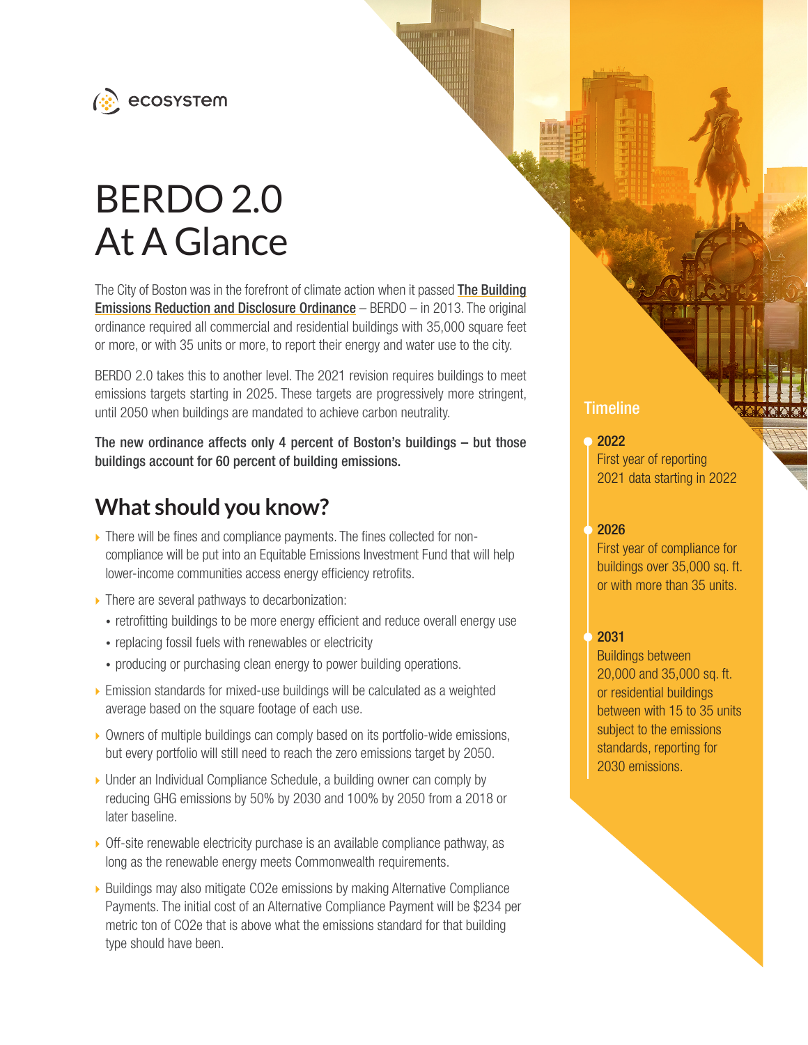ecosystem

# BERDO 2.0 At A Glance

The City of Boston was in the forefront of climate action when it passed The Building Emissions Reduction and Disclosure Ordinance – BERDO – in 2013. The original ordinance required all commercial and residential buildings with 35,000 square feet or more, or with 35 units or more, to report their energy and water use to the city.

BERDO 2.0 takes this to another level. The 2021 revision requires buildings to meet emissions targets starting in 2025. These targets are progressively more stringent, until 2050 when buildings are mandated to achieve carbon neutrality.

**The new ordinance affects only 4 percent of Boston's buildings – but those buildings account for 60 percent of building emissions.**

## What should you know?

- There will be fines and compliance payments. The fines collected for non-compliance will be put into an Equitable Emissions Investment Fund that will help lower-income communities access energy efficiency retrofits.
- There are several pathways to decarbonization:
  - retrofitting buildings to be more energy efficient and reduce overall energy use
  - replacing fossil fuels with renewables or electricity
  - producing or purchasing clean energy to power building operations.
- Emission standards for mixed-use buildings will be calculated as a weighted average based on the square footage of each use.
- Owners of multiple buildings can comply based on its portfolio-wide emissions, but every portfolio will still need to reach the zero emissions target by 2050.
- Under an Individual Compliance Schedule, a building owner can comply by reducing GHG emissions by 50% by 2030 and 100% by 2050 from a 2018 or later baseline.
- Off-site renewable electricity purchase is an available compliance pathway, as long as the renewable energy meets Commonwealth requirements.
- Buildings may also mitigate $CO_2e$ emissions by making Alternative Compliance Payments. The initial cost of an Alternative Compliance Payment will be $234 per metric ton of $CO_2e$ that is above what the emissions standard for that building type should have been.

### Timeline

**2022**
First year of reporting 2021 data starting in 2022

**2026**
First year of compliance for buildings over 35,000 sq. ft. or with more than 35 units.

**2031**
Buildings between 20,000 and 35,000 sq. ft. or residential buildings between with 15 to 35 units subject to the emissions standards, reporting for 2030 emissions.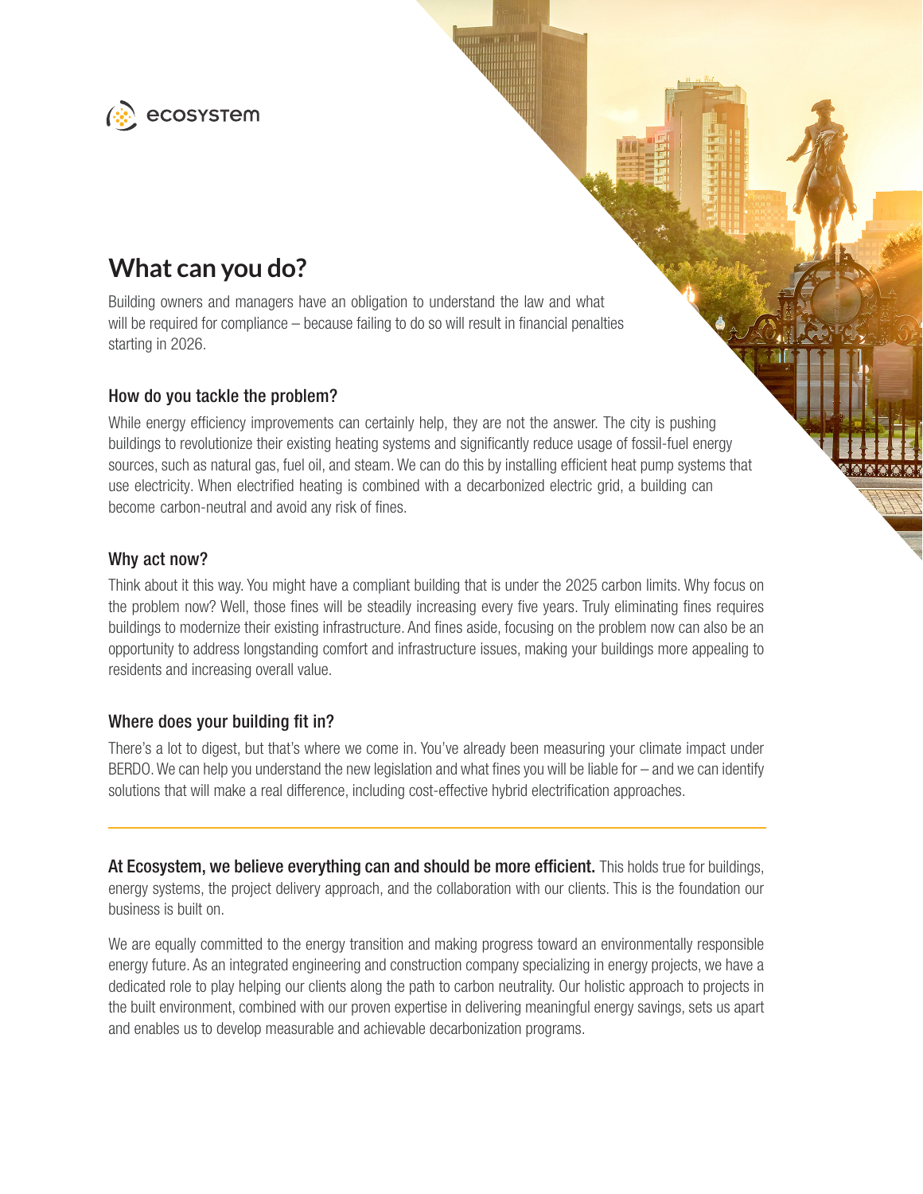ecosystem

# What can you do?

Building owners and managers have an obligation to understand the law and what will be required for compliance – because failing to do so will result in financial penalties starting in 2026.

## How do you tackle the problem?

While energy efficiency improvements can certainly help, they are not the answer. The city is pushing buildings to revolutionize their existing heating systems and significantly reduce usage of fossil-fuel energy sources, such as natural gas, fuel oil, and steam. We can do this by installing efficient heat pump systems that use electricity. When electrified heating is combined with a decarbonized electric grid, a building can become carbon-neutral and avoid any risk of fines.

## Why act now?

Think about it this way. You might have a compliant building that is under the 2025 carbon limits. Why focus on the problem now? Well, those fines will be steadily increasing every five years. Truly eliminating fines requires buildings to modernize their existing infrastructure. And fines aside, focusing on the problem now can also be an opportunity to address longstanding comfort and infrastructure issues, making your buildings more appealing to residents and increasing overall value.

## Where does your building fit in?

There's a lot to digest, but that's where we come in. You've already been measuring your climate impact under BERDO. We can help you understand the new legislation and what fines you will be liable for – and we can identify solutions that will make a real difference, including cost-effective hybrid electrification approaches.

---

**At Ecosystem, we believe everything can and should be more efficient.** This holds true for buildings, energy systems, the project delivery approach, and the collaboration with our clients. This is the foundation our business is built on.

We are equally committed to the energy transition and making progress toward an environmentally responsible energy future. As an integrated engineering and construction company specializing in energy projects, we have a dedicated role to play helping our clients along the path to carbon neutrality. Our holistic approach to projects in the built environment, combined with our proven expertise in delivering meaningful energy savings, sets us apart and enables us to develop measurable and achievable decarbonization programs.